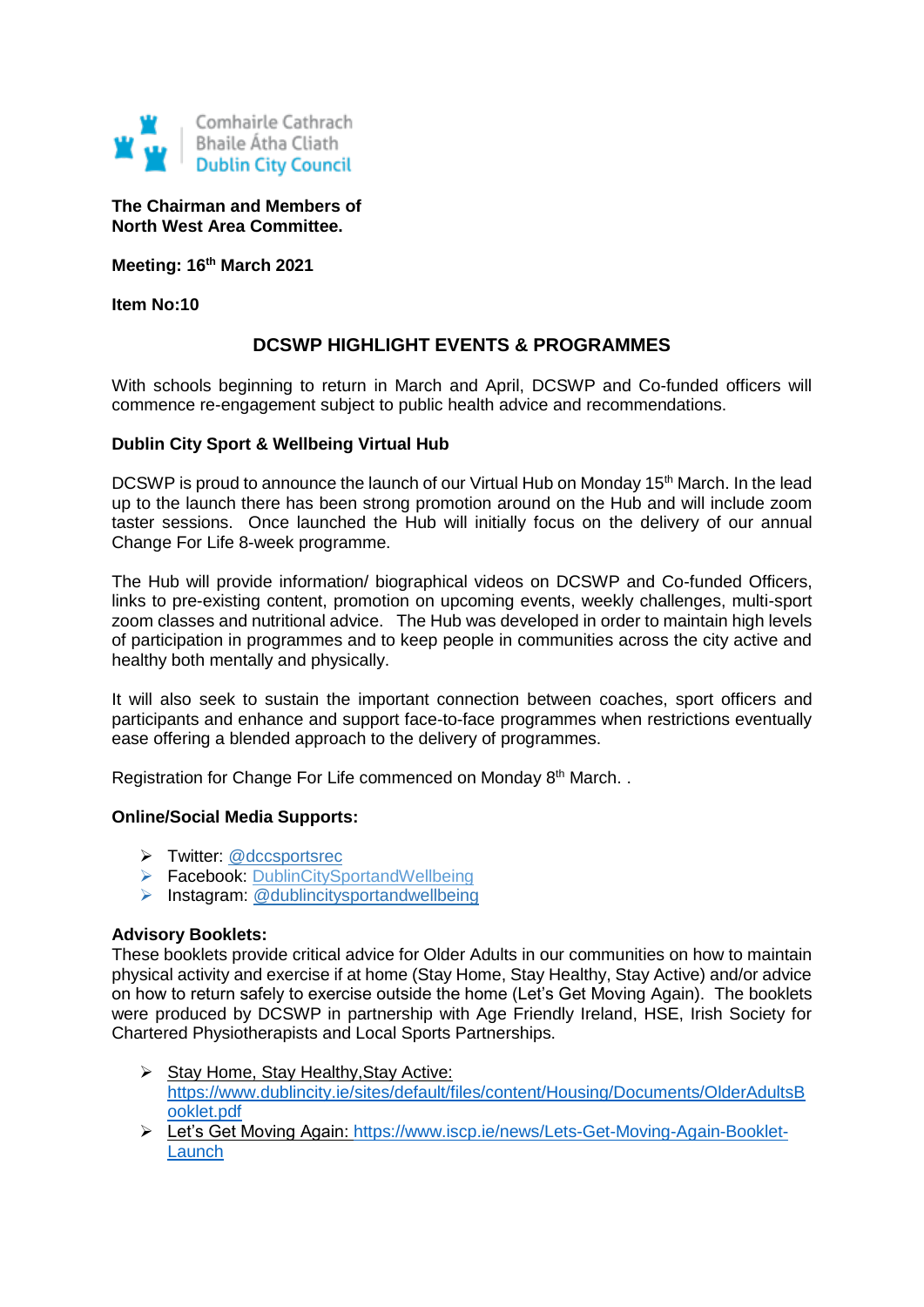Comhairle Cathrach Bhaile Átha Cliath
Dublin City Council

**The Chairman and Members of North West Area Committee.**

**Meeting: 16th March 2021**

**Item No:10**

## DCSWP HIGHLIGHT EVENTS & PROGRAMMES

With schools beginning to return in March and April, DCSWP and Co-funded officers will commence re-engagement subject to public health advice and recommendations.

**Dublin City Sport & Wellbeing Virtual Hub**

DCSWP is proud to announce the launch of our Virtual Hub on Monday 15th March. In the lead up to the launch there has been strong promotion around on the Hub and will include zoom taster sessions. Once launched the Hub will initially focus on the delivery of our annual Change For Life 8-week programme.

The Hub will provide information/ biographical videos on DCSWP and Co-funded Officers, links to pre-existing content, promotion on upcoming events, weekly challenges, multi-sport zoom classes and nutritional advice. The Hub was developed in order to maintain high levels of participation in programmes and to keep people in communities across the city active and healthy both mentally and physically.

It will also seek to sustain the important connection between coaches, sport officers and participants and enhance and support face-to-face programmes when restrictions eventually ease offering a blended approach to the delivery of programmes.

Registration for Change For Life commenced on Monday 8th March. .

**Online/Social Media Supports:**

- Twitter: @dccsportsrec
- Facebook: DublinCitySportandWellbeing
- Instagram: @dublincitysportandwellbeing

**Advisory Booklets:**
These booklets provide critical advice for Older Adults in our communities on how to maintain physical activity and exercise if at home (Stay Home, Stay Healthy, Stay Active) and/or advice on how to return safely to exercise outside the home (Let's Get Moving Again). The booklets were produced by DCSWP in partnership with Age Friendly Ireland, HSE, Irish Society for Chartered Physiotherapists and Local Sports Partnerships.

- Stay Home, Stay Healthy,Stay Active: https://www.dublincity.ie/sites/default/files/content/Housing/Documents/OlderAdultsBooklet.pdf
- Let's Get Moving Again: https://www.iscp.ie/news/Lets-Get-Moving-Again-Booklet-Launch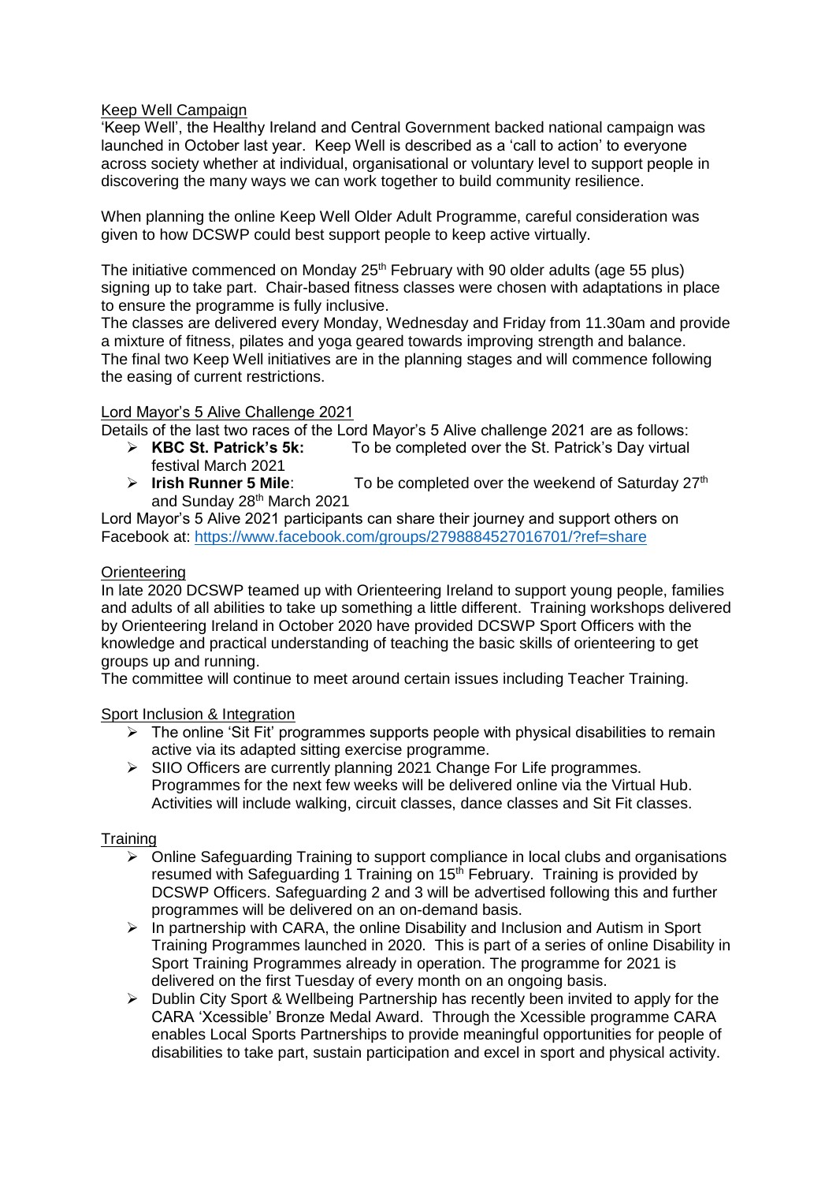Keep Well Campaign

'Keep Well', the Healthy Ireland and Central Government backed national campaign was launched in October last year. Keep Well is described as a 'call to action' to everyone across society whether at individual, organisational or voluntary level to support people in discovering the many ways we can work together to build community resilience.

When planning the online Keep Well Older Adult Programme, careful consideration was given to how DCSWP could best support people to keep active virtually.

The initiative commenced on Monday 25th February with 90 older adults (age 55 plus) signing up to take part. Chair-based fitness classes were chosen with adaptations in place to ensure the programme is fully inclusive.
The classes are delivered every Monday, Wednesday and Friday from 11.30am and provide a mixture of fitness, pilates and yoga geared towards improving strength and balance.
The final two Keep Well initiatives are in the planning stages and will commence following the easing of current restrictions.

Lord Mayor's 5 Alive Challenge 2021

Details of the last two races of the Lord Mayor's 5 Alive challenge 2021 are as follows:

- **KBC St. Patrick's 5k:** To be completed over the St. Patrick's Day virtual festival March 2021
- **Irish Runner 5 Mile**: To be completed over the weekend of Saturday 27th and Sunday 28th March 2021

Lord Mayor's 5 Alive 2021 participants can share their journey and support others on Facebook at: https://www.facebook.com/groups/2798884527016701/?ref=share

Orienteering

In late 2020 DCSWP teamed up with Orienteering Ireland to support young people, families and adults of all abilities to take up something a little different. Training workshops delivered by Orienteering Ireland in October 2020 have provided DCSWP Sport Officers with the knowledge and practical understanding of teaching the basic skills of orienteering to get groups up and running.
The committee will continue to meet around certain issues including Teacher Training.

Sport Inclusion & Integration

- The online 'Sit Fit' programmes supports people with physical disabilities to remain active via its adapted sitting exercise programme.
- SIIO Officers are currently planning 2021 Change For Life programmes. Programmes for the next few weeks will be delivered online via the Virtual Hub. Activities will include walking, circuit classes, dance classes and Sit Fit classes.

Training

- Online Safeguarding Training to support compliance in local clubs and organisations resumed with Safeguarding 1 Training on 15th February. Training is provided by DCSWP Officers. Safeguarding 2 and 3 will be advertised following this and further programmes will be delivered on an on-demand basis.
- In partnership with CARA, the online Disability and Inclusion and Autism in Sport Training Programmes launched in 2020. This is part of a series of online Disability in Sport Training Programmes already in operation. The programme for 2021 is delivered on the first Tuesday of every month on an ongoing basis.
- Dublin City Sport & Wellbeing Partnership has recently been invited to apply for the CARA 'Xcessible' Bronze Medal Award. Through the Xcessible programme CARA enables Local Sports Partnerships to provide meaningful opportunities for people of disabilities to take part, sustain participation and excel in sport and physical activity.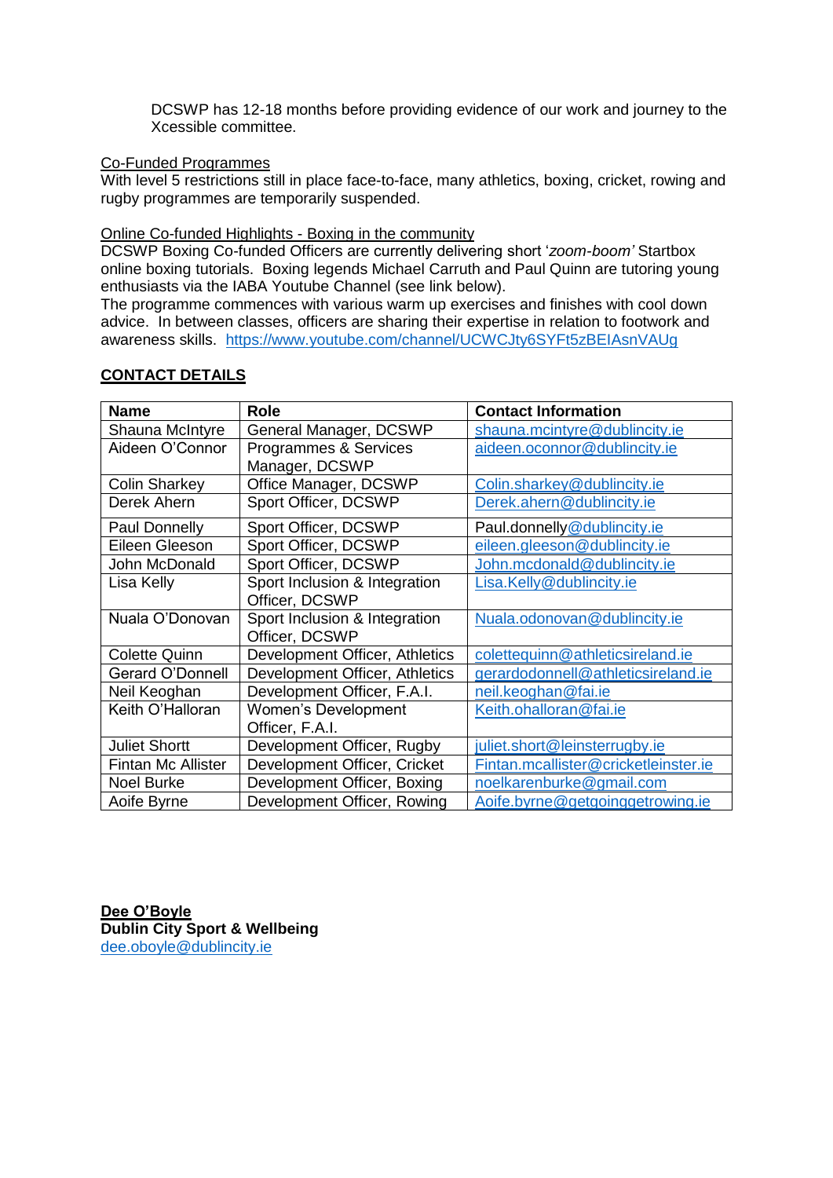DCSWP has 12-18 months before providing evidence of our work and journey to the Xcessible committee.

Co-Funded Programmes

With level 5 restrictions still in place face-to-face, many athletics, boxing, cricket, rowing and rugby programmes are temporarily suspended.

Online Co-funded Highlights - Boxing in the community

DCSWP Boxing Co-funded Officers are currently delivering short '*zoom-boom'* Startbox online boxing tutorials. Boxing legends Michael Carruth and Paul Quinn are tutoring young enthusiasts via the IABA Youtube Channel (see link below).

The programme commences with various warm up exercises and finishes with cool down advice. In between classes, officers are sharing their expertise in relation to footwork and awareness skills. https://www.youtube.com/channel/UCWCJty6SYFt5zBEIAsnVAUg

**CONTACT DETAILS**

| Name | Role | Contact Information |
|---|---|---|
| Shauna McIntyre | General Manager, DCSWP | shauna.mcintyre@dublincity.ie |
| Aideen O'Connor | Programmes & Services Manager, DCSWP | aideen.oconnor@dublincity.ie |
| Colin Sharkey | Office Manager, DCSWP | Colin.sharkey@dublincity.ie |
| Derek Ahern | Sport Officer, DCSWP | Derek.ahern@dublincity.ie |
| Paul Donnelly | Sport Officer, DCSWP | Paul.donnelly@dublincity.ie |
| Eileen Gleeson | Sport Officer, DCSWP | eileen.gleeson@dublincity.ie |
| John McDonald | Sport Officer, DCSWP | John.mcdonald@dublincity.ie |
| Lisa Kelly | Sport Inclusion & Integration Officer, DCSWP | Lisa.Kelly@dublincity.ie |
| Nuala O'Donovan | Sport Inclusion & Integration Officer, DCSWP | Nuala.odonovan@dublincity.ie |
| Colette Quinn | Development Officer, Athletics | colettequinn@athleticsireland.ie |
| Gerard O'Donnell | Development Officer, Athletics | gerardodonnell@athleticsireland.ie |
| Neil Keoghan | Development Officer, F.A.I. | neil.keoghan@fai.ie |
| Keith O'Halloran | Women's Development Officer, F.A.I. | Keith.ohalloran@fai.ie |
| Juliet Shortt | Development Officer, Rugby | juliet.short@leinsterrugby.ie |
| Fintan Mc Allister | Development Officer, Cricket | Fintan.mcallister@cricketleinster.ie |
| Noel Burke | Development Officer, Boxing | noelkarenburke@gmail.com |
| Aoife Byrne | Development Officer, Rowing | Aoife.byrne@getgoinggetrowing.ie |

**Dee O'Boyle**
**Dublin City Sport & Wellbeing**
dee.oboyle@dublincity.ie